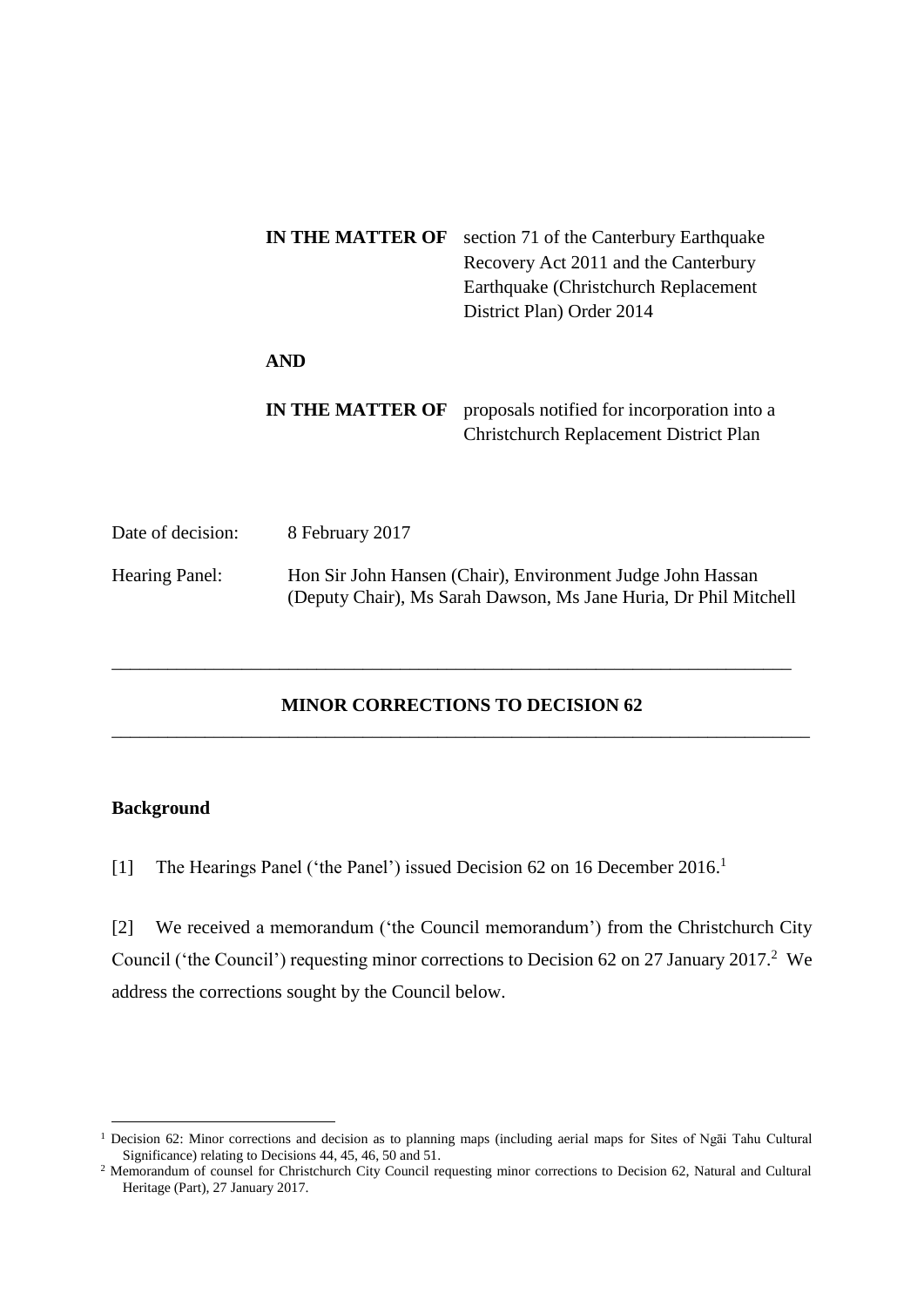**IN THE MATTER OF** section 71 of the Canterbury Earthquake Recovery Act 2011 and the Canterbury Earthquake (Christchurch Replacement District Plan) Order 2014

**AND**

**IN THE MATTER OF** proposals notified for incorporation into a Christchurch Replacement District Plan

Date of decision: 8 February 2017

Hearing Panel: Hon Sir John Hansen (Chair), Environment Judge John Hassan (Deputy Chair), Ms Sarah Dawson, Ms Jane Huria, Dr Phil Mitchell

---

## MINOR CORRECTIONS TO DECISION 62

---

### Background

[1] The Hearings Panel ('the Panel') issued Decision 62 on 16 December 2016.[1]

[2] We received a memorandum ('the Council memorandum') from the Christchurch City Council ('the Council') requesting minor corrections to Decision 62 on 27 January 2017.[2] We address the corrections sought by the Council below.

---

[1] Decision 62: Minor corrections and decision as to planning maps (including aerial maps for Sites of Ngāi Tahu Cultural Significance) relating to Decisions 44, 45, 46, 50 and 51.

[2] Memorandum of counsel for Christchurch City Council requesting minor corrections to Decision 62, Natural and Cultural Heritage (Part), 27 January 2017.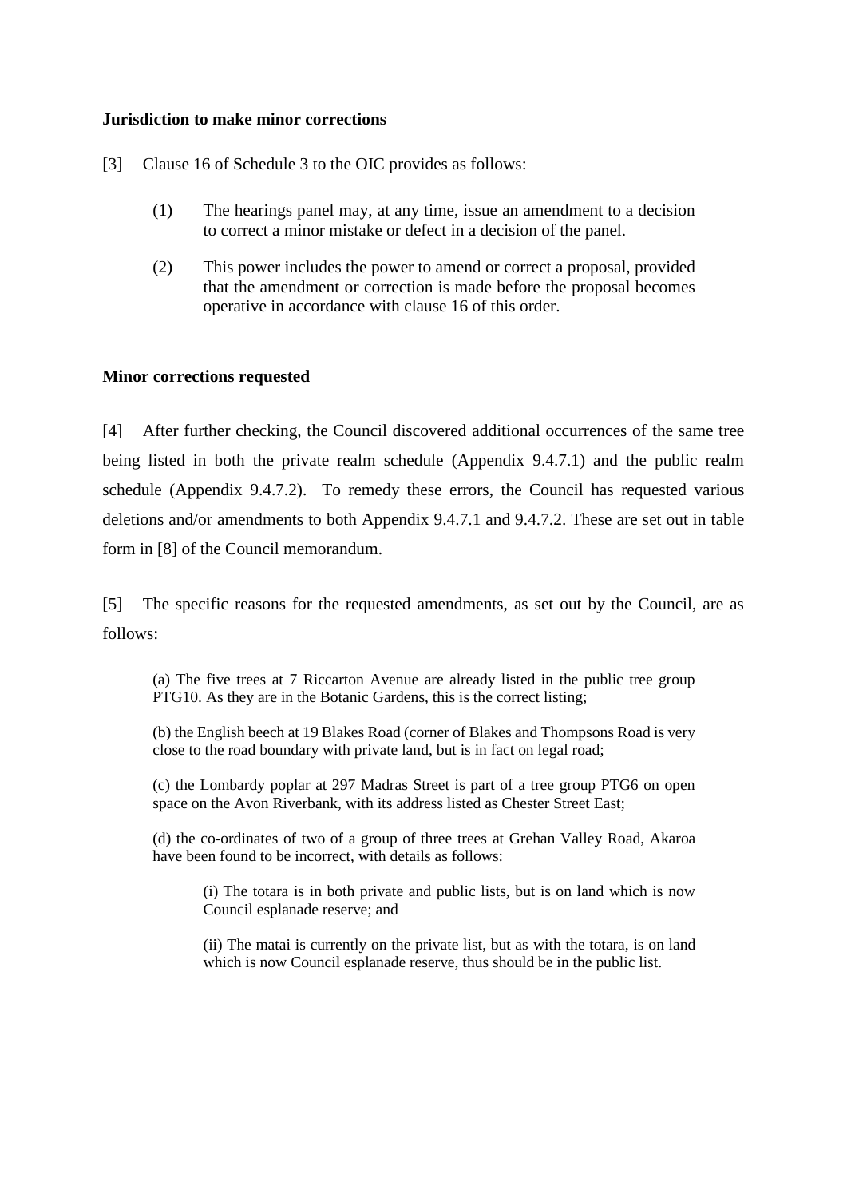**Jurisdiction to make minor corrections**

[3] Clause 16 of Schedule 3 to the OIC provides as follows:

> (1) The hearings panel may, at any time, issue an amendment to a decision to correct a minor mistake or defect in a decision of the panel.
>
> (2) This power includes the power to amend or correct a proposal, provided that the amendment or correction is made before the proposal becomes operative in accordance with clause 16 of this order.

**Minor corrections requested**

[4] After further checking, the Council discovered additional occurrences of the same tree being listed in both the private realm schedule (Appendix 9.4.7.1) and the public realm schedule (Appendix 9.4.7.2). To remedy these errors, the Council has requested various deletions and/or amendments to both Appendix 9.4.7.1 and 9.4.7.2. These are set out in table form in [8] of the Council memorandum.

[5] The specific reasons for the requested amendments, as set out by the Council, are as follows:

> (a) The five trees at 7 Riccarton Avenue are already listed in the public tree group PTG10. As they are in the Botanic Gardens, this is the correct listing;
>
> (b) the English beech at 19 Blakes Road (corner of Blakes and Thompsons Road is very close to the road boundary with private land, but is in fact on legal road;
>
> (c) the Lombardy poplar at 297 Madras Street is part of a tree group PTG6 on open space on the Avon Riverbank, with its address listed as Chester Street East;
>
> (d) the co-ordinates of two of a group of three trees at Grehan Valley Road, Akaroa have been found to be incorrect, with details as follows:
>
> > (i) The totara is in both private and public lists, but is on land which is now Council esplanade reserve; and
> >
> > (ii) The matai is currently on the private list, but as with the totara, is on land which is now Council esplanade reserve, thus should be in the public list.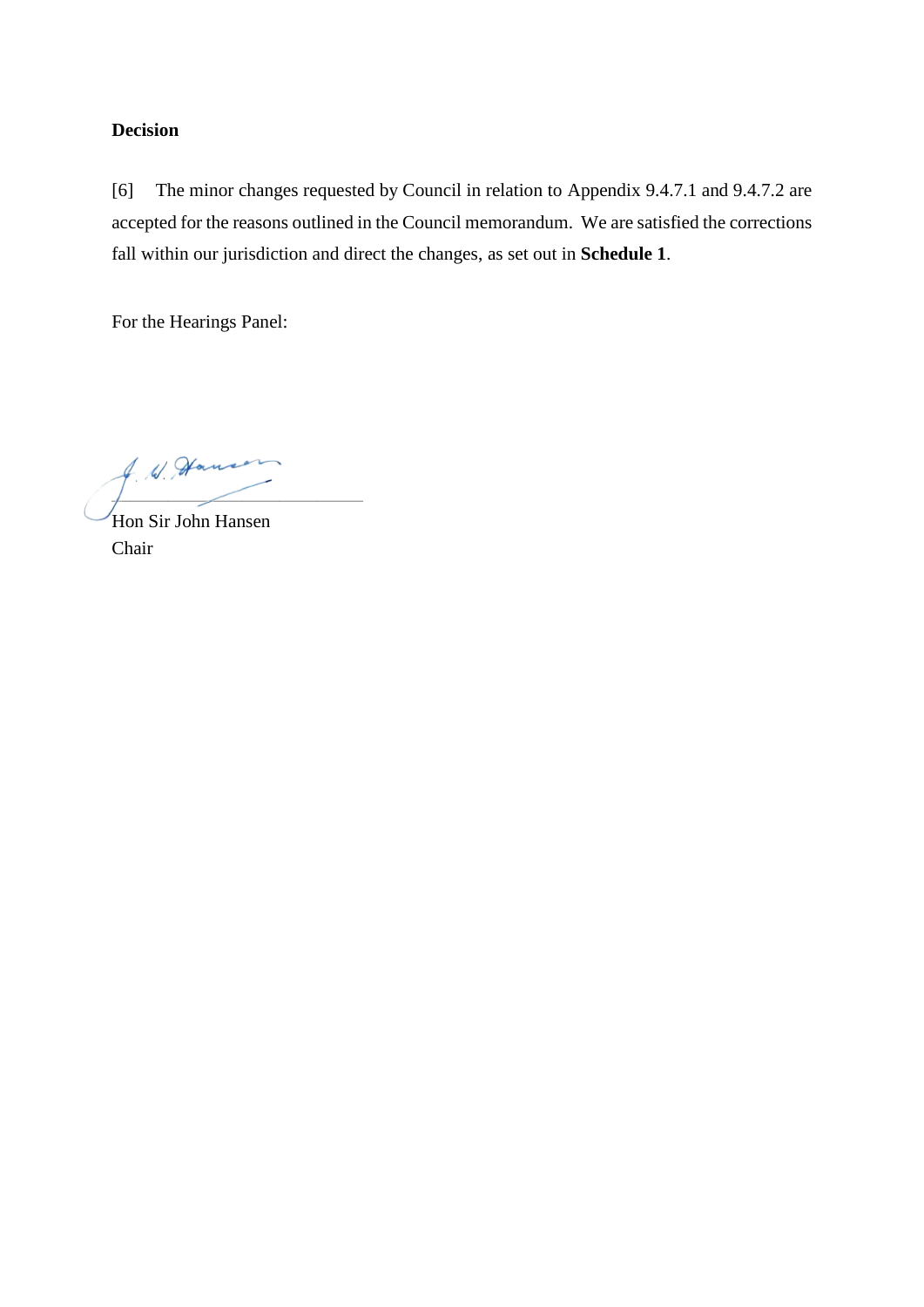**Decision**

[6] The minor changes requested by Council in relation to Appendix 9.4.7.1 and 9.4.7.2 are accepted for the reasons outlined in the Council memorandum. We are satisfied the corrections fall within our jurisdiction and direct the changes, as set out in **Schedule 1**.

For the Hearings Panel:

Hon Sir John Hansen
Chair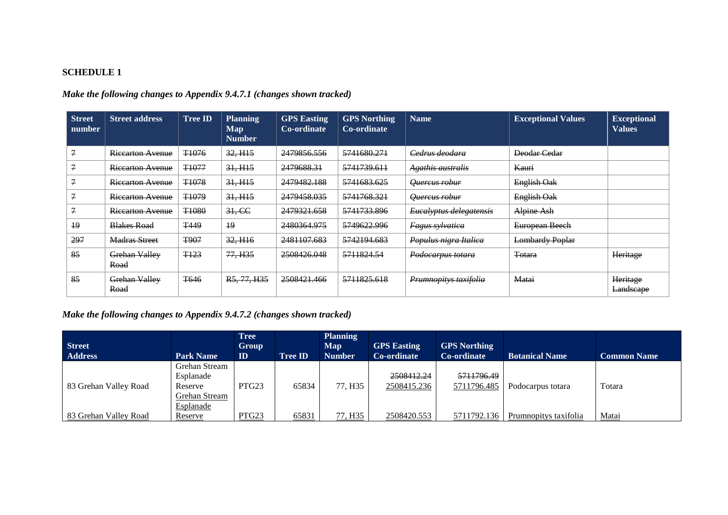**SCHEDULE 1**

***Make the following changes to Appendix 9.4.7.1 (changes shown tracked)***

| Street number | Street address | Tree ID | Planning Map Number | GPS Easting Co-ordinate | GPS Northing Co-ordinate | Name | Exceptional Values | Exceptional Values |
|---|---|---|---|---|---|---|---|---|
| ~~7~~ | ~~Riccarton Avenue~~ | ~~T1076~~ | ~~32, H15~~ | ~~2479856.556~~ | ~~5741680.271~~ | ~~*Cedrus deodara*~~ | ~~Deodar Cedar~~ | |
| ~~7~~ | ~~Riccarton Avenue~~ | ~~T1077~~ | ~~31, H15~~ | ~~2479688.31~~ | ~~5741739.611~~ | ~~*Agathis australis*~~ | ~~Kauri~~ | |
| ~~7~~ | ~~Riccarton Avenue~~ | ~~T1078~~ | ~~31, H15~~ | ~~2479482.188~~ | ~~5741683.625~~ | ~~*Quercus robur*~~ | ~~English Oak~~ | |
| ~~7~~ | ~~Riccarton Avenue~~ | ~~T1079~~ | ~~31, H15~~ | ~~2479458.035~~ | ~~5741768.321~~ | ~~*Quercus robur*~~ | ~~English Oak~~ | |
| ~~7~~ | ~~Riccarton Avenue~~ | ~~T1080~~ | ~~31, CC~~ | ~~2479321.658~~ | ~~5741733.896~~ | ~~*Eucalyptus delegatensis*~~ | ~~Alpine Ash~~ | |
| ~~19~~ | ~~Blakes Road~~ | ~~T449~~ | ~~19~~ | ~~2480364.975~~ | ~~5749622.996~~ | ~~*Fagus sylvatica*~~ | ~~European Beech~~ | |
| ~~297~~ | ~~Madras Street~~ | ~~T907~~ | ~~32, H16~~ | ~~2481107.683~~ | ~~5742194.683~~ | ~~*Populus nigra Italica*~~ | ~~Lombardy Poplar~~ | |
| ~~85~~ | ~~Grehan Valley Road~~ | ~~T123~~ | ~~77, H35~~ | ~~2508426.048~~ | ~~5711824.54~~ | ~~*Podocarpus totara*~~ | ~~Totara~~ | ~~Heritage~~ |
| ~~85~~ | ~~Grehan Valley Road~~ | ~~T646~~ | ~~R5, 77, H35~~ | ~~2508421.466~~ | ~~5711825.618~~ | ~~*Prumnopitys taxifolia*~~ | ~~Matai~~ | ~~Heritage Landscape~~ |

***Make the following changes to Appendix 9.4.7.2 (changes shown tracked)***

| Street Address | Park Name | Tree Group ID | Tree ID | Planning Map Number | GPS Easting Co-ordinate | GPS Northing Co-ordinate | Botanical Name | Common Name |
|---|---|---|---|---|---|---|---|---|
| 83 Grehan Valley Road | Grehan Stream Esplanade Reserve | PTG23 | 65834 | 77, H35 | ~~2508412.24~~ <ins>2508415.236</ins> | ~~5711796.49~~ <ins>5711796.485</ins> | Podocarpus totara | Totara |
| <ins>83 Grehan Valley Road</ins> | <ins>Grehan Stream Esplanade Reserve</ins> | <ins>PTG23</ins> | <ins>65831</ins> | <ins>77, H35</ins> | <ins>2508420.553</ins> | <ins>5711792.136</ins> | <ins>Prumnopitys taxifolia</ins> | <ins>Matai</ins> |